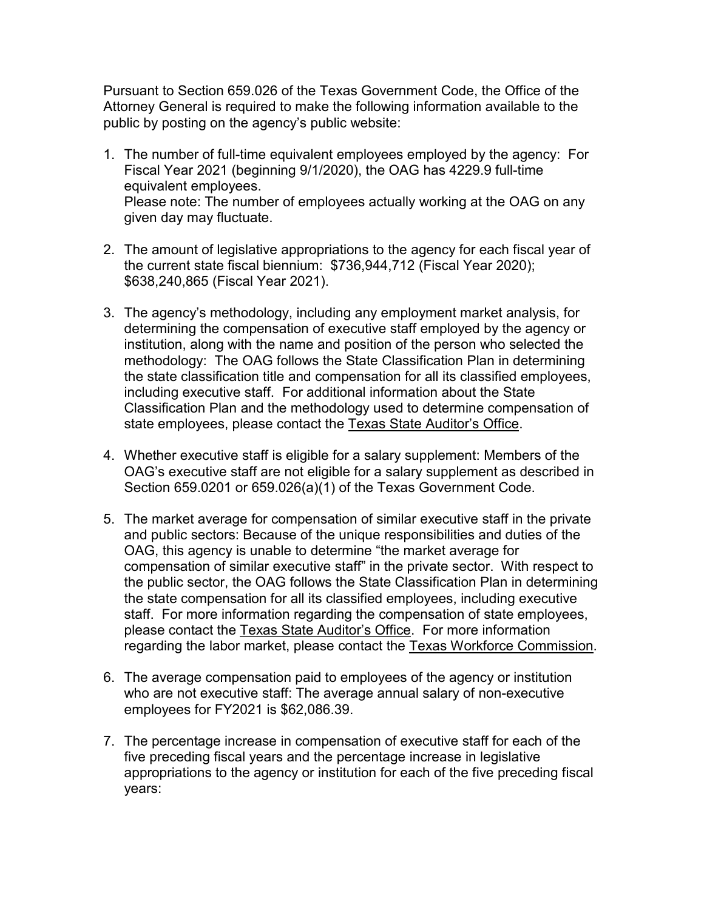Pursuant to Section 659.026 of the Texas Government Code, the Office of the Attorney General is required to make the following information available to the public by posting on the agency's public website:

1. The number of full-time equivalent employees employed by the agency: For Fiscal Year 2021 (beginning 9/1/2020), the OAG has 4229.9 full-time equivalent employees.
   Please note: The number of employees actually working at the OAG on any given day may fluctuate.

2. The amount of legislative appropriations to the agency for each fiscal year of the current state fiscal biennium: $736,944,712 (Fiscal Year 2020); $638,240,865 (Fiscal Year 2021).

3. The agency's methodology, including any employment market analysis, for determining the compensation of executive staff employed by the agency or institution, along with the name and position of the person who selected the methodology: The OAG follows the State Classification Plan in determining the state classification title and compensation for all its classified employees, including executive staff. For additional information about the State Classification Plan and the methodology used to determine compensation of state employees, please contact the Texas State Auditor's Office.

4. Whether executive staff is eligible for a salary supplement: Members of the OAG's executive staff are not eligible for a salary supplement as described in Section 659.0201 or 659.026(a)(1) of the Texas Government Code.

5. The market average for compensation of similar executive staff in the private and public sectors: Because of the unique responsibilities and duties of the OAG, this agency is unable to determine "the market average for compensation of similar executive staff" in the private sector. With respect to the public sector, the OAG follows the State Classification Plan in determining the state compensation for all its classified employees, including executive staff. For more information regarding the compensation of state employees, please contact the Texas State Auditor's Office. For more information regarding the labor market, please contact the Texas Workforce Commission.

6. The average compensation paid to employees of the agency or institution who are not executive staff: The average annual salary of non-executive employees for FY2021 is $62,086.39.

7. The percentage increase in compensation of executive staff for each of the five preceding fiscal years and the percentage increase in legislative appropriations to the agency or institution for each of the five preceding fiscal years: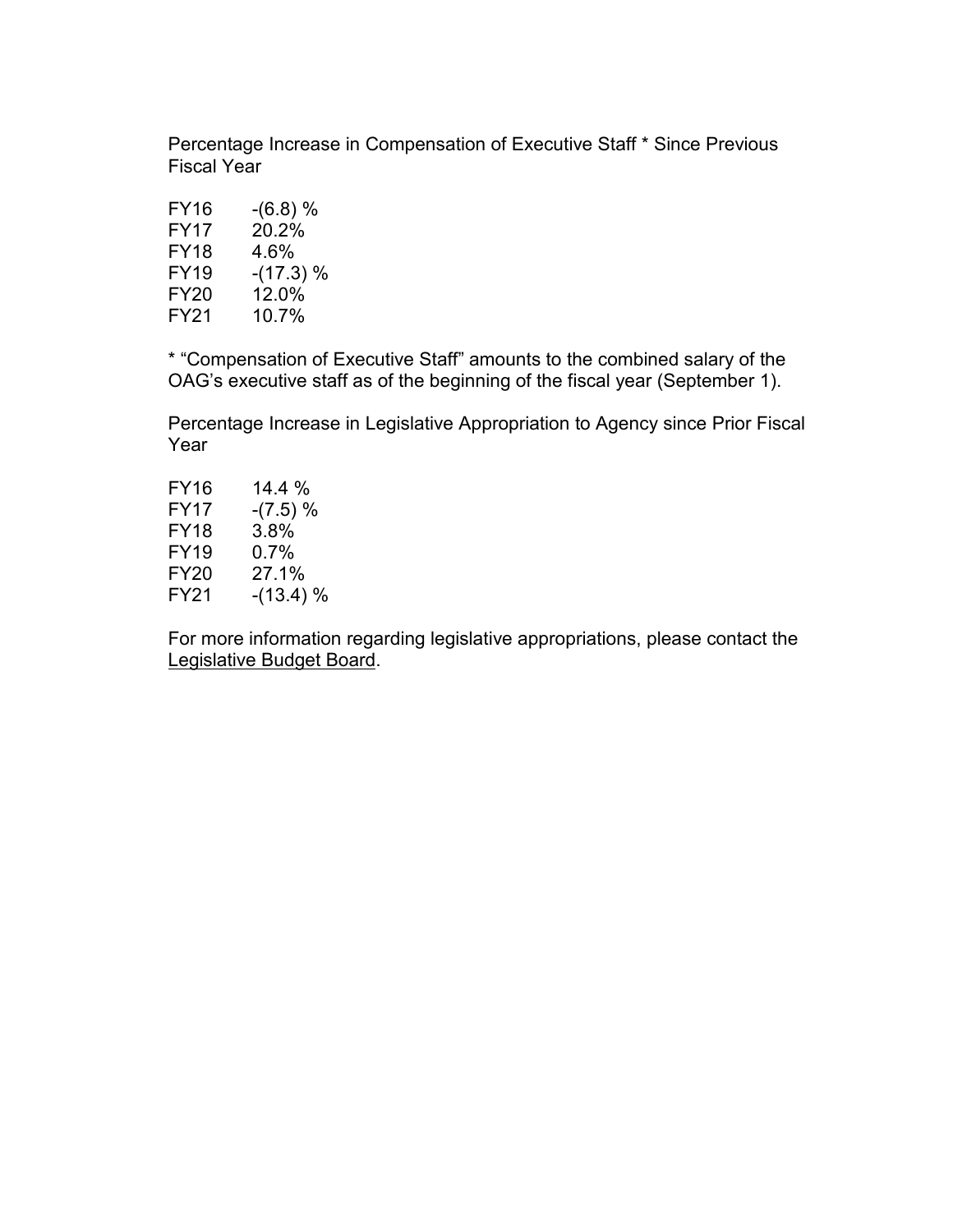Percentage Increase in Compensation of Executive Staff * Since Previous Fiscal Year

| | |
|---|---|
| FY16 | -(6.8) % |
| FY17 | 20.2% |
| FY18 | 4.6% |
| FY19 | -(17.3) % |
| FY20 | 12.0% |
| FY21 | 10.7% |

* "Compensation of Executive Staff" amounts to the combined salary of the OAG's executive staff as of the beginning of the fiscal year (September 1).

Percentage Increase in Legislative Appropriation to Agency since Prior Fiscal Year

| | |
|---|---|
| FY16 | 14.4 % |
| FY17 | -(7.5) % |
| FY18 | 3.8% |
| FY19 | 0.7% |
| FY20 | 27.1% |
| FY21 | -(13.4) % |

For more information regarding legislative appropriations, please contact the Legislative Budget Board.